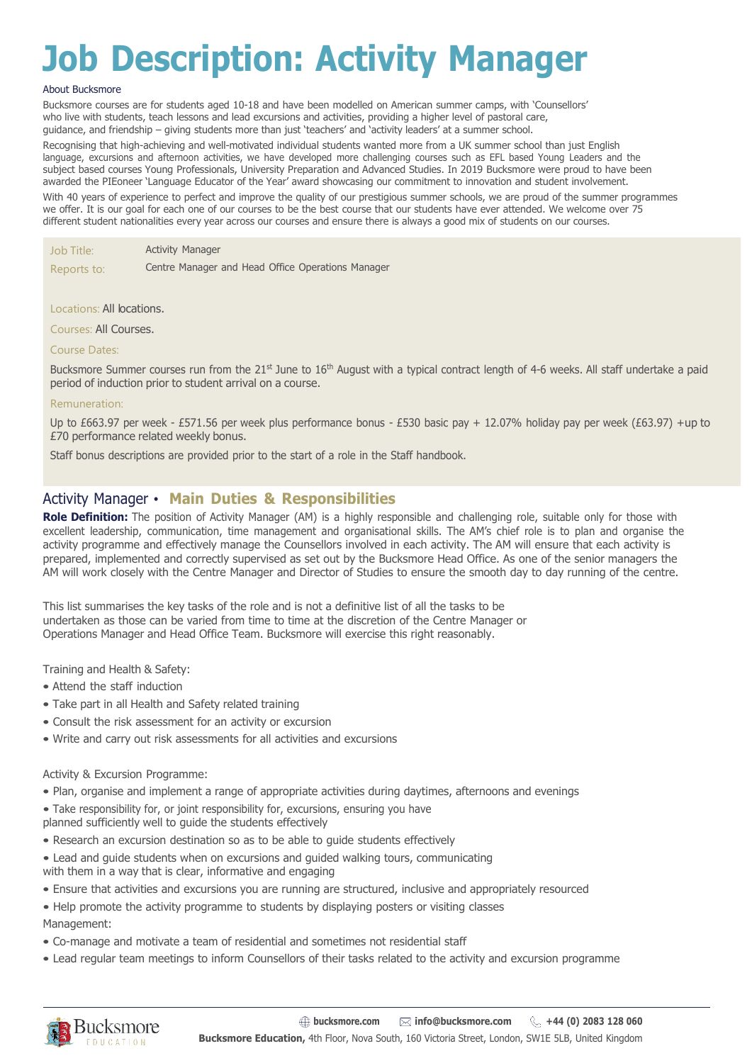# Job Description: Activity Manager

About Bucksmore

Bucksmore courses are for students aged 10-18 and have been modelled on American summer camps, with 'Counsellors' who live with students, teach lessons and lead excursions and activities, providing a higher level of pastoral care, guidance, and friendship – giving students more than just 'teachers' and 'activity leaders' at a summer school.

Recognising that high-achieving and well-motivated individual students wanted more from a UK summer school than just English language, excursions and afternoon activities, we have developed more challenging courses such as EFL based Young Leaders and the subject based courses Young Professionals, University Preparation and Advanced Studies. In 2019 Bucksmore were proud to have been awarded the PIEoneer 'Language Educator of the Year' award showcasing our commitment to innovation and student involvement.

With 40 years of experience to perfect and improve the quality of our prestigious summer schools, we are proud of the summer programmes we offer. It is our goal for each one of our courses to be the best course that our students have ever attended. We welcome over 75 different student nationalities every year across our courses and ensure there is always a good mix of students on our courses.

| | |
|---|---|
| Job Title: | Activity Manager |
| Reports to: | Centre Manager and Head Office Operations Manager |

Locations: All locations.

Courses: All Courses.

Course Dates:

Bucksmore Summer courses run from the 21st June to 16th August with a typical contract length of 4-6 weeks. All staff undertake a paid period of induction prior to student arrival on a course.

Remuneration:

Up to £663.97 per week - £571.56 per week plus performance bonus - £530 basic pay + 12.07% holiday pay per week (£63.97) +up to £70 performance related weekly bonus.

Staff bonus descriptions are provided prior to the start of a role in the Staff handbook.

## Activity Manager • Main Duties & Responsibilities

**Role Definition:** The position of Activity Manager (AM) is a highly responsible and challenging role, suitable only for those with excellent leadership, communication, time management and organisational skills. The AM's chief role is to plan and organise the activity programme and effectively manage the Counsellors involved in each activity. The AM will ensure that each activity is prepared, implemented and correctly supervised as set out by the Bucksmore Head Office. As one of the senior managers the AM will work closely with the Centre Manager and Director of Studies to ensure the smooth day to day running of the centre.

This list summarises the key tasks of the role and is not a definitive list of all the tasks to be undertaken as those can be varied from time to time at the discretion of the Centre Manager or Operations Manager and Head Office Team. Bucksmore will exercise this right reasonably.

Training and Health & Safety:

- Attend the staff induction
- Take part in all Health and Safety related training
- Consult the risk assessment for an activity or excursion
- Write and carry out risk assessments for all activities and excursions

Activity & Excursion Programme:

- Plan, organise and implement a range of appropriate activities during daytimes, afternoons and evenings
- Take responsibility for, or joint responsibility for, excursions, ensuring you have planned sufficiently well to guide the students effectively
- Research an excursion destination so as to be able to guide students effectively
- Lead and guide students when on excursions and guided walking tours, communicating with them in a way that is clear, informative and engaging
- Ensure that activities and excursions you are running are structured, inclusive and appropriately resourced
- Help promote the activity programme to students by displaying posters or visiting classes

Management:

- Co-manage and motivate a team of residential and sometimes not residential staff
- Lead regular team meetings to inform Counsellors of their tasks related to the activity and excursion programme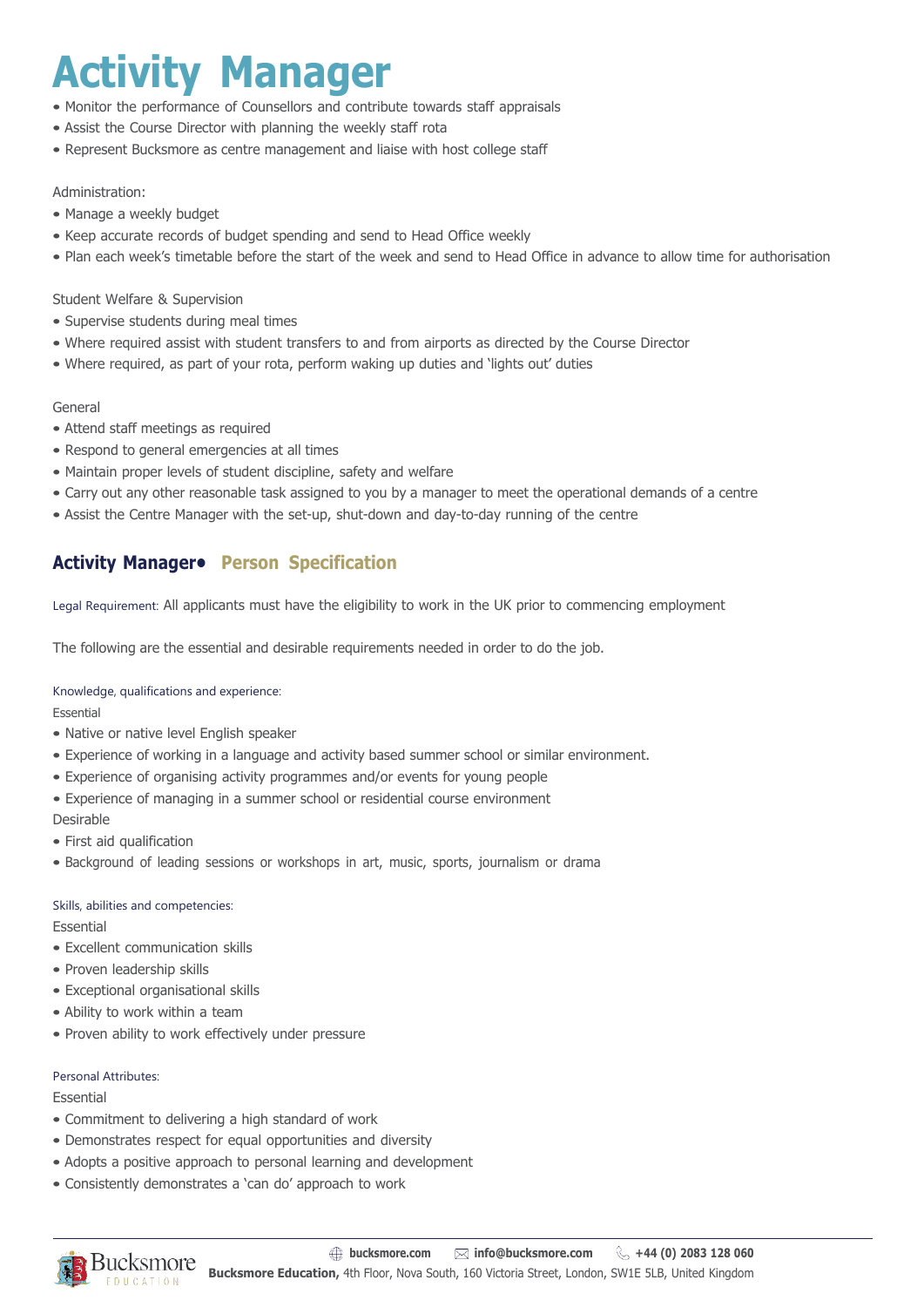# Activity Manager

- Monitor the performance of Counsellors and contribute towards staff appraisals
- Assist the Course Director with planning the weekly staff rota
- Represent Bucksmore as centre management and liaise with host college staff

Administration:

- Manage a weekly budget
- Keep accurate records of budget spending and send to Head Office weekly
- Plan each week's timetable before the start of the week and send to Head Office in advance to allow time for authorisation

Student Welfare & Supervision

- Supervise students during meal times
- Where required assist with student transfers to and from airports as directed by the Course Director
- Where required, as part of your rota, perform waking up duties and 'lights out' duties

General

- Attend staff meetings as required
- Respond to general emergencies at all times
- Maintain proper levels of student discipline, safety and welfare
- Carry out any other reasonable task assigned to you by a manager to meet the operational demands of a centre
- Assist the Centre Manager with the set-up, shut-down and day-to-day running of the centre

## Activity Manager• Person Specification

Legal Requirement: All applicants must have the eligibility to work in the UK prior to commencing employment

The following are the essential and desirable requirements needed in order to do the job.

Knowledge, qualifications and experience:

Essential

- Native or native level English speaker
- Experience of working in a language and activity based summer school or similar environment.
- Experience of organising activity programmes and/or events for young people
- Experience of managing in a summer school or residential course environment

Desirable

- First aid qualification
- Background of leading sessions or workshops in art, music, sports, journalism or drama

Skills, abilities and competencies:

Essential

- Excellent communication skills
- Proven leadership skills
- Exceptional organisational skills
- Ability to work within a team
- Proven ability to work effectively under pressure

Personal Attributes:

Essential

- Commitment to delivering a high standard of work
- Demonstrates respect for equal opportunities and diversity
- Adopts a positive approach to personal learning and development
- Consistently demonstrates a 'can do' approach to work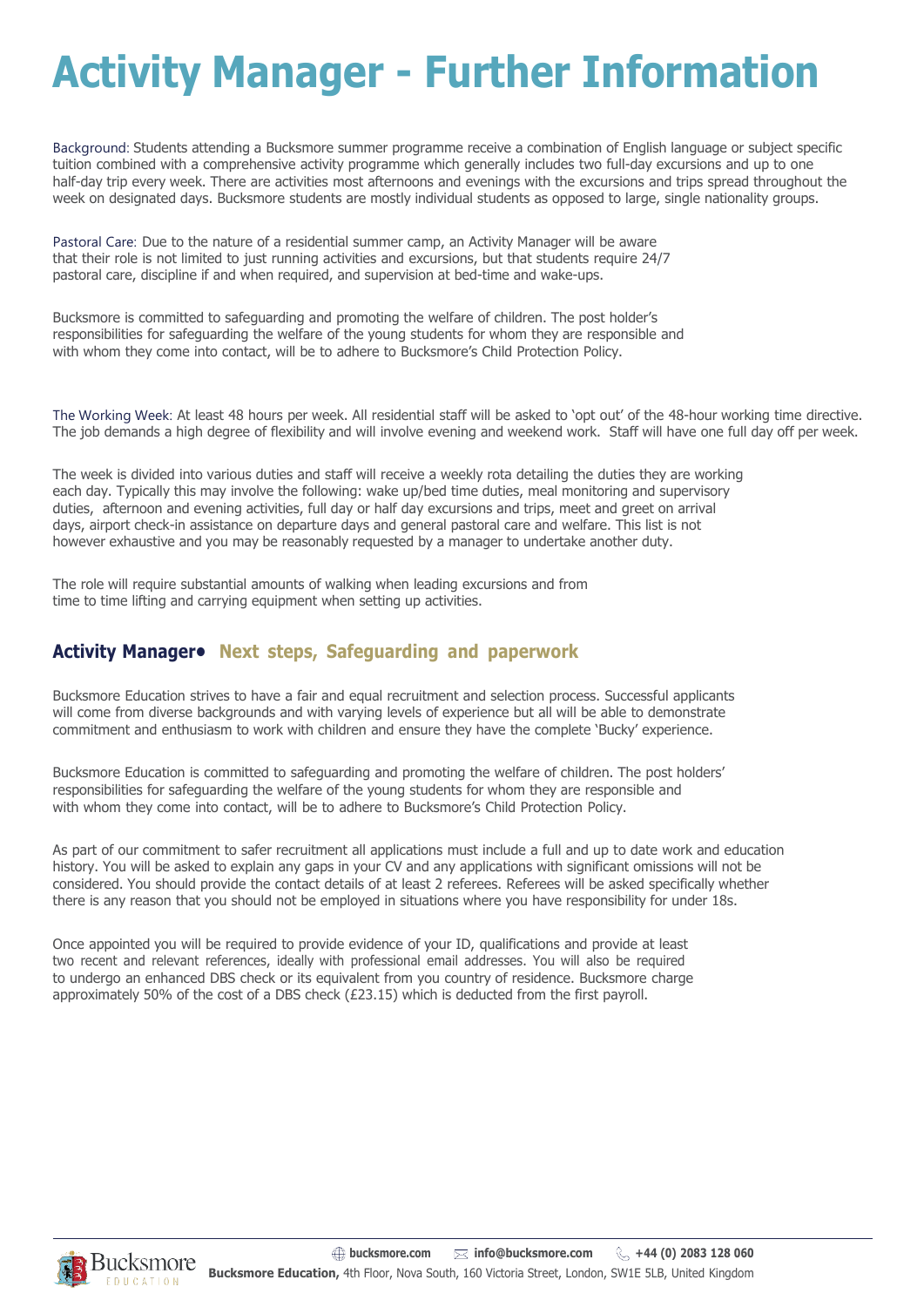# Activity Manager - Further Information

Background: Students attending a Bucksmore summer programme receive a combination of English language or subject specific tuition combined with a comprehensive activity programme which generally includes two full-day excursions and up to one half-day trip every week. There are activities most afternoons and evenings with the excursions and trips spread throughout the week on designated days. Bucksmore students are mostly individual students as opposed to large, single nationality groups.

Pastoral Care: Due to the nature of a residential summer camp, an Activity Manager will be aware that their role is not limited to just running activities and excursions, but that students require 24/7 pastoral care, discipline if and when required, and supervision at bed-time and wake-ups.

Bucksmore is committed to safeguarding and promoting the welfare of children. The post holder's responsibilities for safeguarding the welfare of the young students for whom they are responsible and with whom they come into contact, will be to adhere to Bucksmore's Child Protection Policy.

The Working Week: At least 48 hours per week. All residential staff will be asked to 'opt out' of the 48-hour working time directive. The job demands a high degree of flexibility and will involve evening and weekend work. Staff will have one full day off per week.

The week is divided into various duties and staff will receive a weekly rota detailing the duties they are working each day. Typically this may involve the following: wake up/bed time duties, meal monitoring and supervisory duties, afternoon and evening activities, full day or half day excursions and trips, meet and greet on arrival days, airport check-in assistance on departure days and general pastoral care and welfare. This list is not however exhaustive and you may be reasonably requested by a manager to undertake another duty.

The role will require substantial amounts of walking when leading excursions and from time to time lifting and carrying equipment when setting up activities.

## Activity Manager• Next steps, Safeguarding and paperwork

Bucksmore Education strives to have a fair and equal recruitment and selection process. Successful applicants will come from diverse backgrounds and with varying levels of experience but all will be able to demonstrate commitment and enthusiasm to work with children and ensure they have the complete 'Bucky' experience.

Bucksmore Education is committed to safeguarding and promoting the welfare of children. The post holders' responsibilities for safeguarding the welfare of the young students for whom they are responsible and with whom they come into contact, will be to adhere to Bucksmore's Child Protection Policy.

As part of our commitment to safer recruitment all applications must include a full and up to date work and education history. You will be asked to explain any gaps in your CV and any applications with significant omissions will not be considered. You should provide the contact details of at least 2 referees. Referees will be asked specifically whether there is any reason that you should not be employed in situations where you have responsibility for under 18s.

Once appointed you will be required to provide evidence of your ID, qualifications and provide at least two recent and relevant references, ideally with professional email addresses. You will also be required to undergo an enhanced DBS check or its equivalent from you country of residence. Bucksmore charge approximately 50% of the cost of a DBS check (£23.15) which is deducted from the first payroll.

bucksmore.com | info@bucksmore.com | +44 (0) 2083 128 060

**Bucksmore Education,** 4th Floor, Nova South, 160 Victoria Street, London, SW1E 5LB, United Kingdom